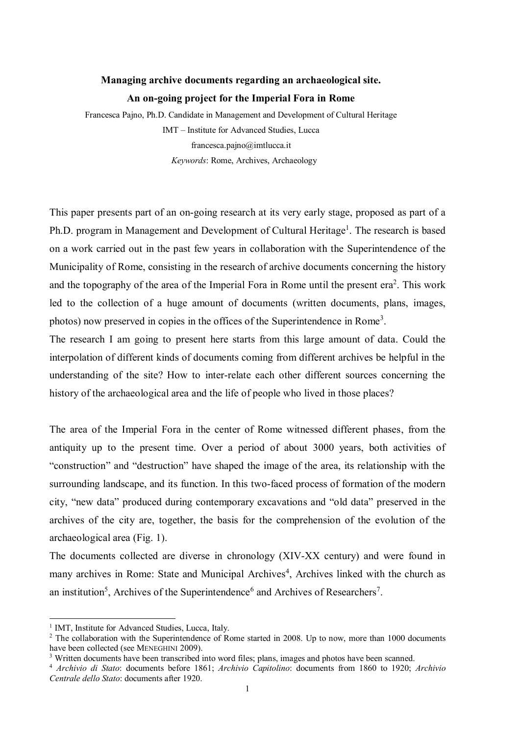# Managing archive documents regarding an archaeological site. An on-going project for the Imperial Fora in Rome

Francesca Pajno, Ph.D. Candidate in Management and Development of Cultural Heritage

IMT – Institute for Advanced Studies, Lucca

francesca.pajno@imtlucca.it

*Keywords*: Rome, Archives, Archaeology

This paper presents part of an on-going research at its very early stage, proposed as part of a Ph.D. program in Management and Development of Cultural Heritage[1]. The research is based on a work carried out in the past few years in collaboration with the Superintendence of the Municipality of Rome, consisting in the research of archive documents concerning the history and the topography of the area of the Imperial Fora in Rome until the present era[2]. This work led to the collection of a huge amount of documents (written documents, plans, images, photos) now preserved in copies in the offices of the Superintendence in Rome[3].

The research I am going to present here starts from this large amount of data. Could the interpolation of different kinds of documents coming from different archives be helpful in the understanding of the site? How to inter-relate each other different sources concerning the history of the archaeological area and the life of people who lived in those places?

The area of the Imperial Fora in the center of Rome witnessed different phases, from the antiquity up to the present time. Over a period of about 3000 years, both activities of "construction" and "destruction" have shaped the image of the area, its relationship with the surrounding landscape, and its function. In this two-faced process of formation of the modern city, "new data" produced during contemporary excavations and "old data" preserved in the archives of the city are, together, the basis for the comprehension of the evolution of the archaeological area (Fig. 1).

The documents collected are diverse in chronology (XIV-XX century) and were found in many archives in Rome: State and Municipal Archives[4], Archives linked with the church as an institution[5], Archives of the Superintendence[6] and Archives of Researchers[7].

---

[1] IMT, Institute for Advanced Studies, Lucca, Italy.

[2] The collaboration with the Superintendence of Rome started in 2008. Up to now, more than 1000 documents have been collected (see MENEGHINI 2009).

[3] Written documents have been transcribed into word files; plans, images and photos have been scanned.

[4] *Archivio di Stato*: documents before 1861; *Archivio Capitolino*: documents from 1860 to 1920; *Archivio Centrale dello Stato*: documents after 1920.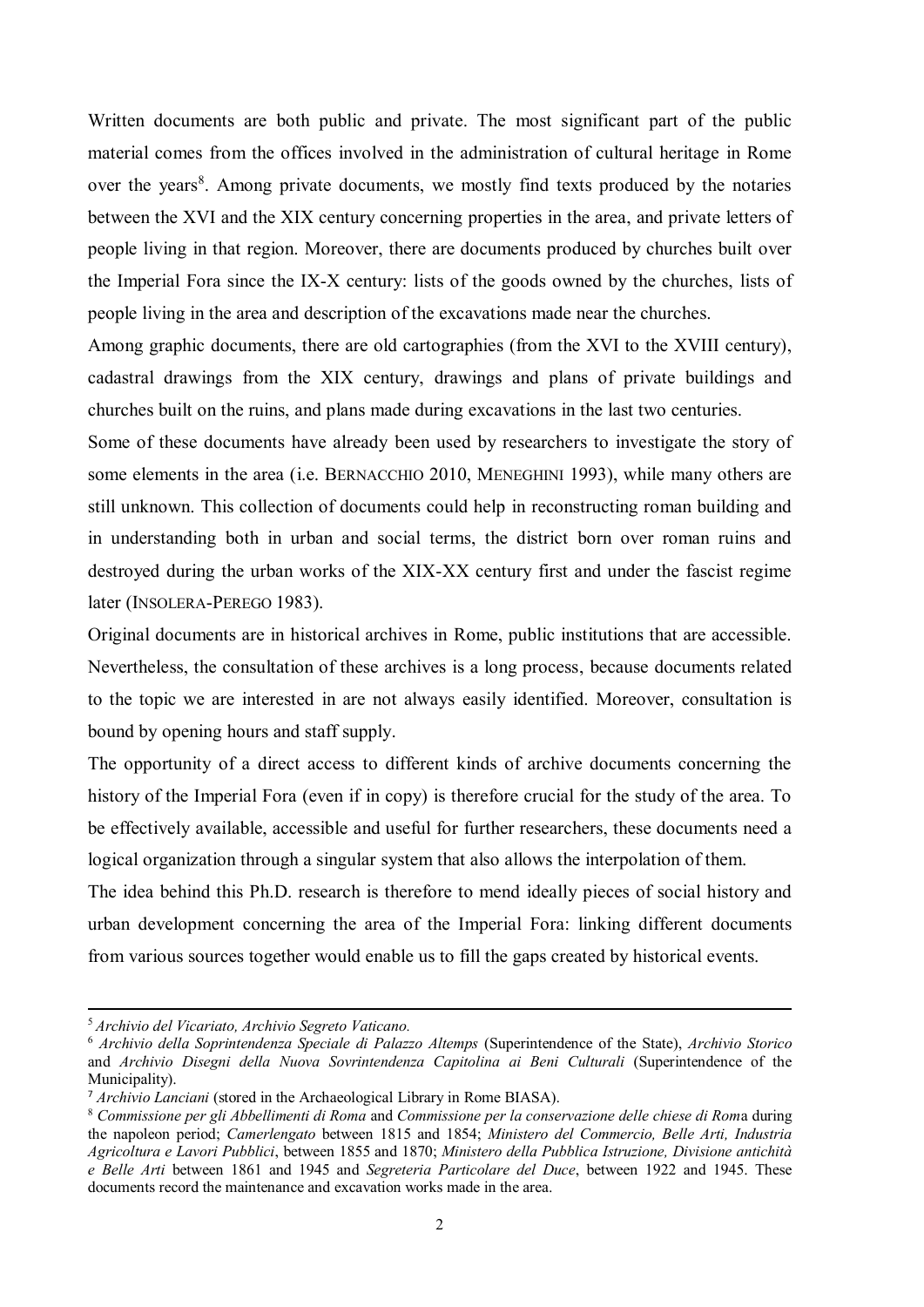Written documents are both public and private. The most significant part of the public material comes from the offices involved in the administration of cultural heritage in Rome over the years[8]. Among private documents, we mostly find texts produced by the notaries between the XVI and the XIX century concerning properties in the area, and private letters of people living in that region. Moreover, there are documents produced by churches built over the Imperial Fora since the IX-X century: lists of the goods owned by the churches, lists of people living in the area and description of the excavations made near the churches.

Among graphic documents, there are old cartographies (from the XVI to the XVIII century), cadastral drawings from the XIX century, drawings and plans of private buildings and churches built on the ruins, and plans made during excavations in the last two centuries.

Some of these documents have already been used by researchers to investigate the story of some elements in the area (i.e. BERNACCHIO 2010, MENEGHINI 1993), while many others are still unknown. This collection of documents could help in reconstructing roman building and in understanding both in urban and social terms, the district born over roman ruins and destroyed during the urban works of the XIX-XX century first and under the fascist regime later (INSOLERA-PEREGO 1983).

Original documents are in historical archives in Rome, public institutions that are accessible. Nevertheless, the consultation of these archives is a long process, because documents related to the topic we are interested in are not always easily identified. Moreover, consultation is bound by opening hours and staff supply.

The opportunity of a direct access to different kinds of archive documents concerning the history of the Imperial Fora (even if in copy) is therefore crucial for the study of the area. To be effectively available, accessible and useful for further researchers, these documents need a logical organization through a singular system that also allows the interpolation of them.

The idea behind this Ph.D. research is therefore to mend ideally pieces of social history and urban development concerning the area of the Imperial Fora: linking different documents from various sources together would enable us to fill the gaps created by historical events.

---

[5] *Archivio del Vicariato, Archivio Segreto Vaticano.*

[6] *Archivio della Soprintendenza Speciale di Palazzo Altemps* (Superintendence of the State), *Archivio Storico* and *Archivio Disegni della Nuova Sovrintendenza Capitolina ai Beni Culturali* (Superintendence of the Municipality).

[7] *Archivio Lanciani* (stored in the Archaeological Library in Rome BIASA).

[8] *Commissione per gli Abbellimenti di Roma* and *Commissione per la conservazione delle chiese di Rom*a during the napoleon period; *Camerlengato* between 1815 and 1854; *Ministero del Commercio, Belle Arti, Industria Agricoltura e Lavori Pubblici*, between 1855 and 1870; *Ministero della Pubblica Istruzione, Divisione antichità e Belle Arti* between 1861 and 1945 and *Segreteria Particolare del Duce*, between 1922 and 1945. These documents record the maintenance and excavation works made in the area.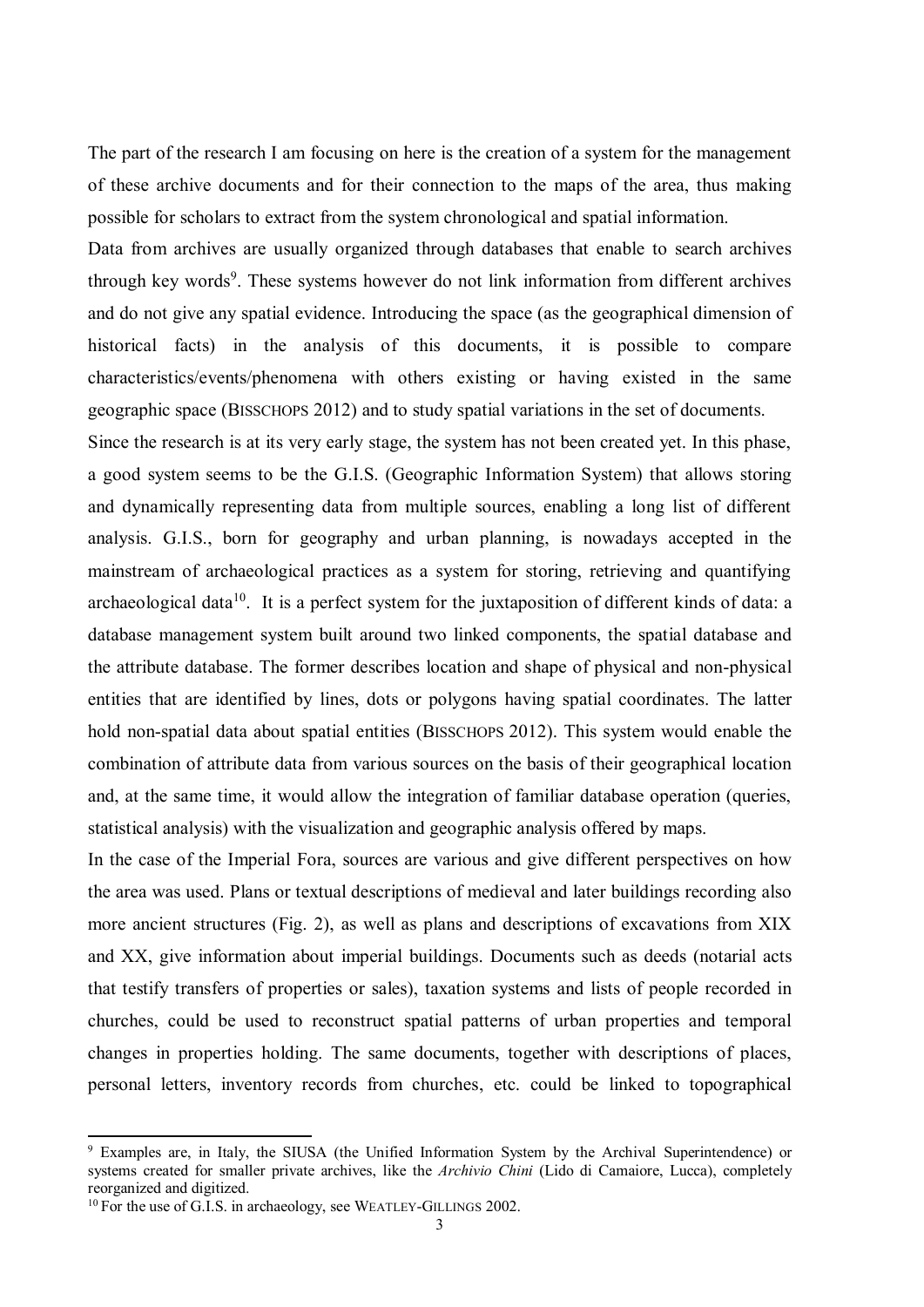The part of the research I am focusing on here is the creation of a system for the management of these archive documents and for their connection to the maps of the area, thus making possible for scholars to extract from the system chronological and spatial information.

Data from archives are usually organized through databases that enable to search archives through key words[9]. These systems however do not link information from different archives and do not give any spatial evidence. Introducing the space (as the geographical dimension of historical facts) in the analysis of this documents, it is possible to compare characteristics/events/phenomena with others existing or having existed in the same geographic space (BISSCHOPS 2012) and to study spatial variations in the set of documents.

Since the research is at its very early stage, the system has not been created yet. In this phase, a good system seems to be the G.I.S. (Geographic Information System) that allows storing and dynamically representing data from multiple sources, enabling a long list of different analysis. G.I.S., born for geography and urban planning, is nowadays accepted in the mainstream of archaeological practices as a system for storing, retrieving and quantifying archaeological data[10]. It is a perfect system for the juxtaposition of different kinds of data: a database management system built around two linked components, the spatial database and the attribute database. The former describes location and shape of physical and non-physical entities that are identified by lines, dots or polygons having spatial coordinates. The latter hold non-spatial data about spatial entities (BISSCHOPS 2012). This system would enable the combination of attribute data from various sources on the basis of their geographical location and, at the same time, it would allow the integration of familiar database operation (queries, statistical analysis) with the visualization and geographic analysis offered by maps.

In the case of the Imperial Fora, sources are various and give different perspectives on how the area was used. Plans or textual descriptions of medieval and later buildings recording also more ancient structures (Fig. 2), as well as plans and descriptions of excavations from XIX and XX, give information about imperial buildings. Documents such as deeds (notarial acts that testify transfers of properties or sales), taxation systems and lists of people recorded in churches, could be used to reconstruct spatial patterns of urban properties and temporal changes in properties holding. The same documents, together with descriptions of places, personal letters, inventory records from churches, etc. could be linked to topographical

---

[9] Examples are, in Italy, the SIUSA (the Unified Information System by the Archival Superintendence) or systems created for smaller private archives, like the *Archivio Chini* (Lido di Camaiore, Lucca), completely reorganized and digitized.

[10] For the use of G.I.S. in archaeology, see WEATLEY-GILLINGS 2002.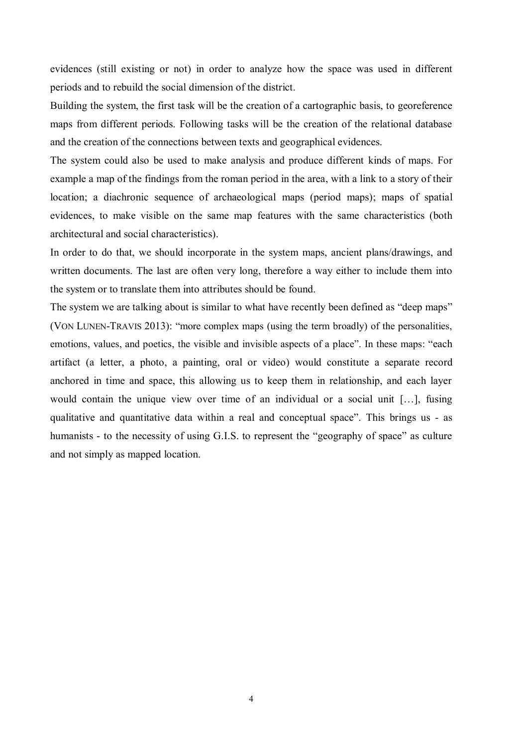evidences (still existing or not) in order to analyze how the space was used in different periods and to rebuild the social dimension of the district.

Building the system, the first task will be the creation of a cartographic basis, to georeference maps from different periods. Following tasks will be the creation of the relational database and the creation of the connections between texts and geographical evidences.

The system could also be used to make analysis and produce different kinds of maps. For example a map of the findings from the roman period in the area, with a link to a story of their location; a diachronic sequence of archaeological maps (period maps); maps of spatial evidences, to make visible on the same map features with the same characteristics (both architectural and social characteristics).

In order to do that, we should incorporate in the system maps, ancient plans/drawings, and written documents. The last are often very long, therefore a way either to include them into the system or to translate them into attributes should be found.

The system we are talking about is similar to what have recently been defined as "deep maps" (VON LUNEN-TRAVIS 2013): "more complex maps (using the term broadly) of the personalities, emotions, values, and poetics, the visible and invisible aspects of a place". In these maps: "each artifact (a letter, a photo, a painting, oral or video) would constitute a separate record anchored in time and space, this allowing us to keep them in relationship, and each layer would contain the unique view over time of an individual or a social unit […], fusing qualitative and quantitative data within a real and conceptual space". This brings us - as humanists - to the necessity of using G.I.S. to represent the "geography of space" as culture and not simply as mapped location.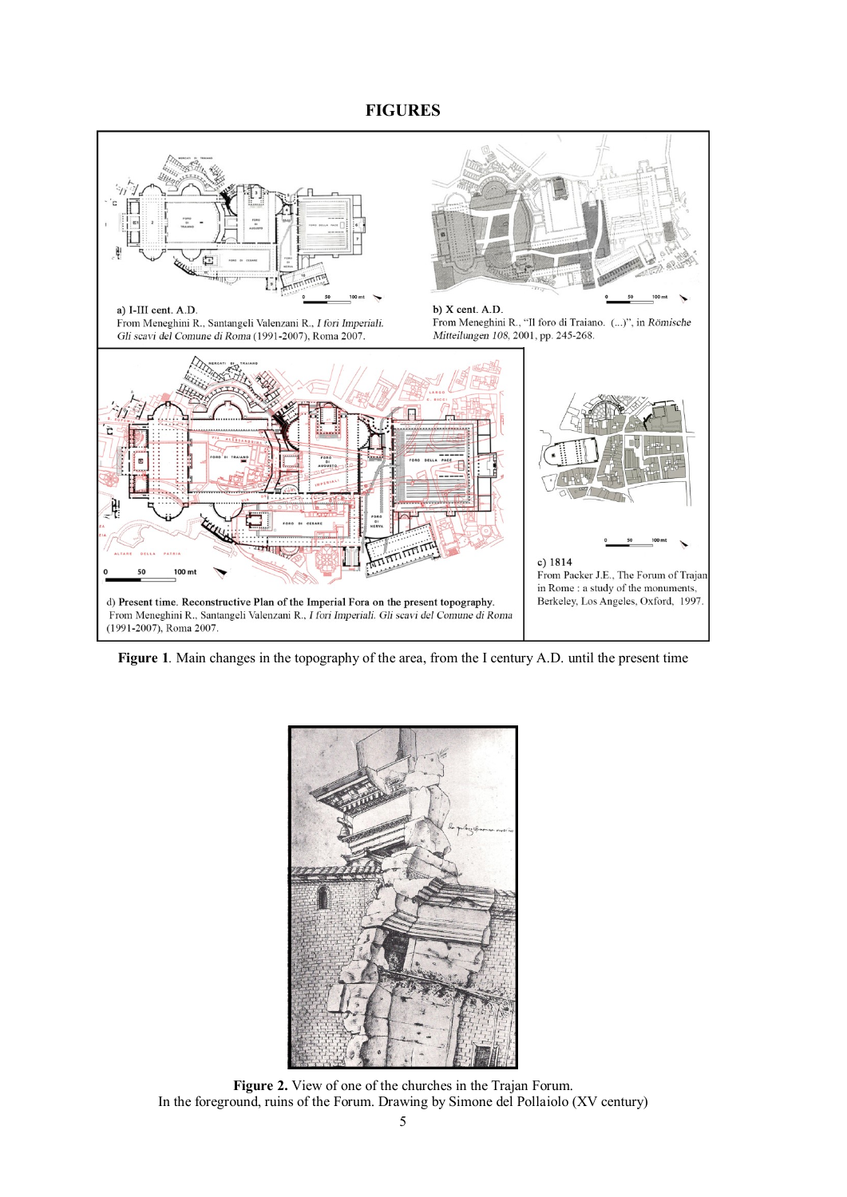# FIGURES

a) I-III cent. A.D.
From Meneghini R., Santangeli Valenzani R., *I fori Imperiali. Gli scavi del Comune di Roma* (1991-2007), Roma 2007.

b) X cent. A.D.
From Meneghini R., "Il foro di Traiano. (...)", in *Römische Mitteilungen 108*, 2001, pp. 245-268.

c) 1814
From Packer J.E., The Forum of Trajan in Rome : a study of the monuments, Berkeley, Los Angeles, Oxford, 1997.

d) **Present time. Reconstructive Plan of the Imperial Fora on the present topography.**
From Meneghini R., Santangeli Valenzani R., *I fori Imperiali. Gli scavi del Comune di Roma* (1991-2007), Roma 2007.

**Figure 1**. Main changes in the topography of the area, from the I century A.D. until the present time

**Figure 2.** View of one of the churches in the Trajan Forum.
In the foreground, ruins of the Forum. Drawing by Simone del Pollaiolo (XV century)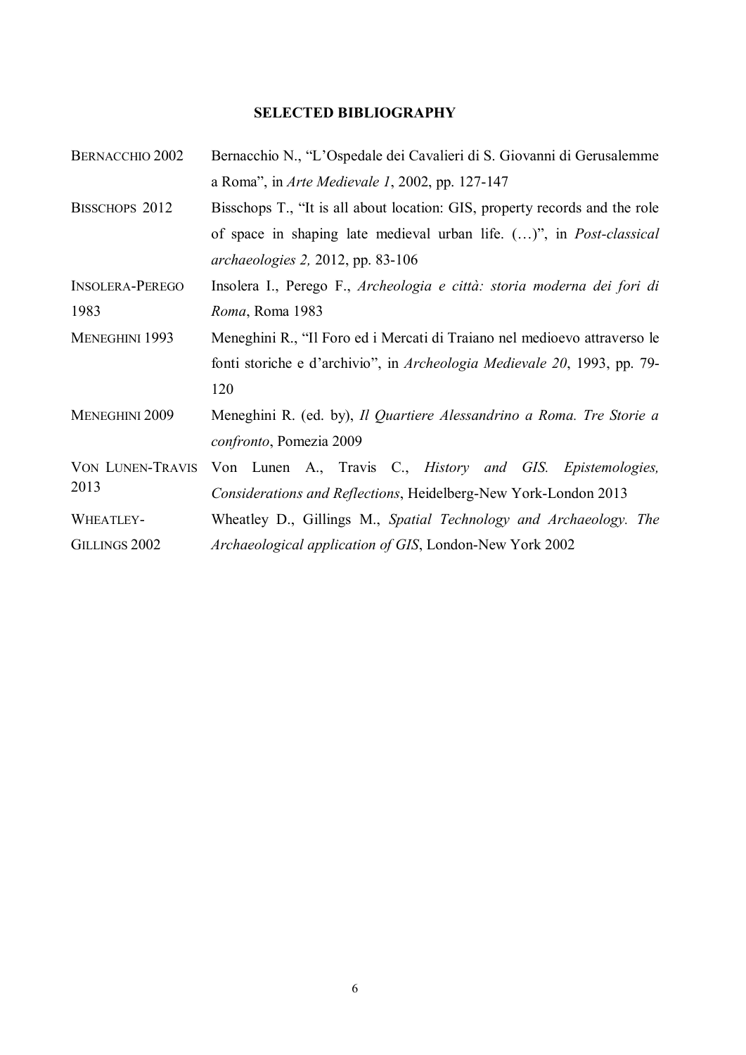## SELECTED BIBLIOGRAPHY

| | |
|---|---|
| BERNACCHIO 2002 | Bernacchio N., "L'Ospedale dei Cavalieri di S. Giovanni di Gerusalemme a Roma", in *Arte Medievale 1*, 2002, pp. 127-147 |
| BISSCHOPS 2012 | Bisschops T., "It is all about location: GIS, property records and the role of space in shaping late medieval urban life. (…)", in *Post-classical archaeologies 2,* 2012, pp. 83-106 |
| INSOLERA-PEREGO 1983 | Insolera I., Perego F., *Archeologia e città: storia moderna dei fori di Roma*, Roma 1983 |
| MENEGHINI 1993 | Meneghini R., "Il Foro ed i Mercati di Traiano nel medioevo attraverso le fonti storiche e d'archivio", in *Archeologia Medievale 20*, 1993, pp. 79-120 |
| MENEGHINI 2009 | Meneghini R. (ed. by), *Il Quartiere Alessandrino a Roma. Tre Storie a confronto*, Pomezia 2009 |
| VON LUNEN-TRAVIS 2013 | Von Lunen A., Travis C., *History and GIS. Epistemologies, Considerations and Reflections*, Heidelberg-New York-London 2013 |
| WHEATLEY-GILLINGS 2002 | Wheatley D., Gillings M., *Spatial Technology and Archaeology. The Archaeological application of GIS*, London-New York 2002 |